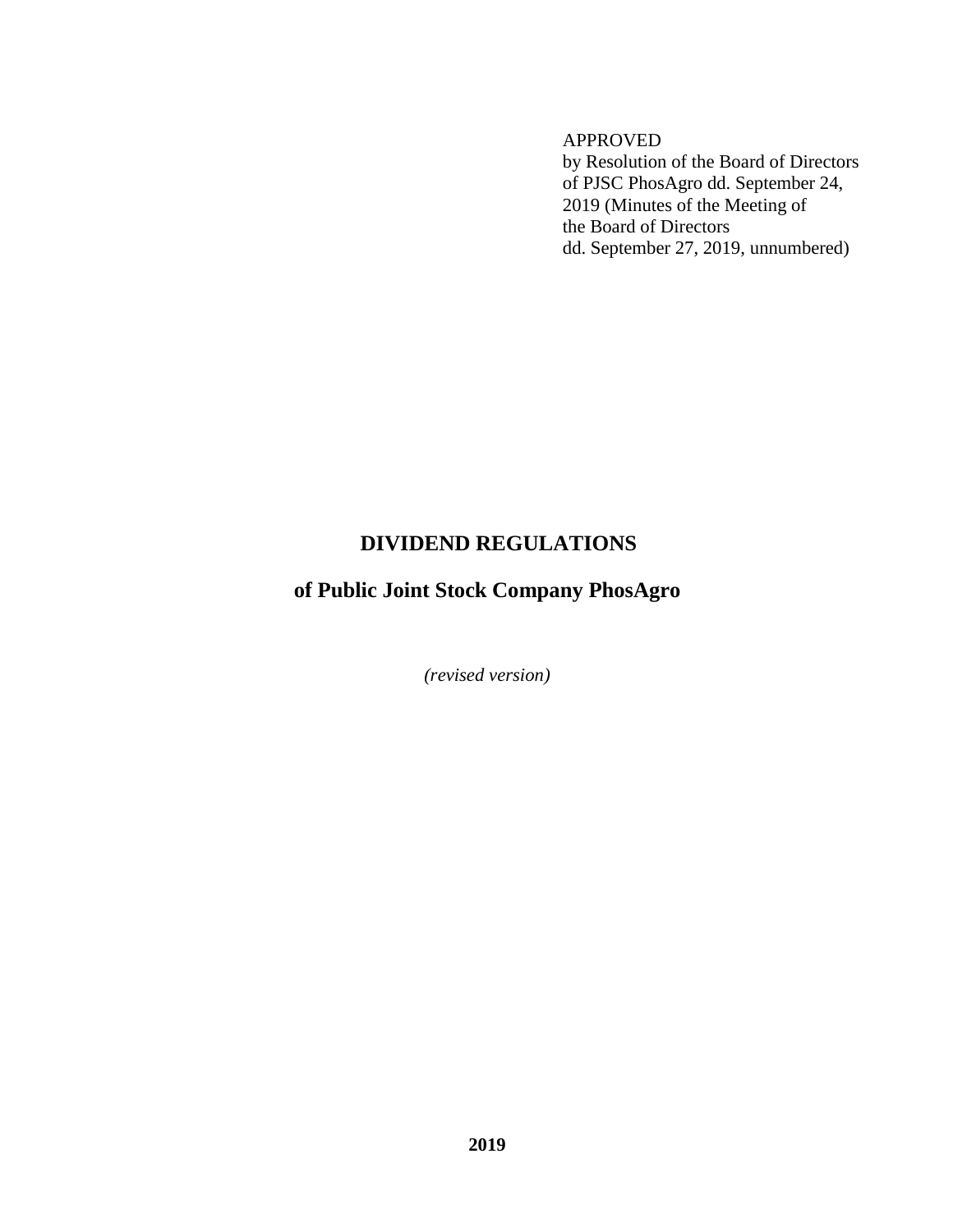APPROVED
by Resolution of the Board of Directors
of PJSC PhosAgro dd. September 24,
2019 (Minutes of the Meeting of
the Board of Directors
dd. September 27, 2019, unnumbered)

# DIVIDEND REGULATIONS

## of Public Joint Stock Company PhosAgro

*(revised version)*

**2019**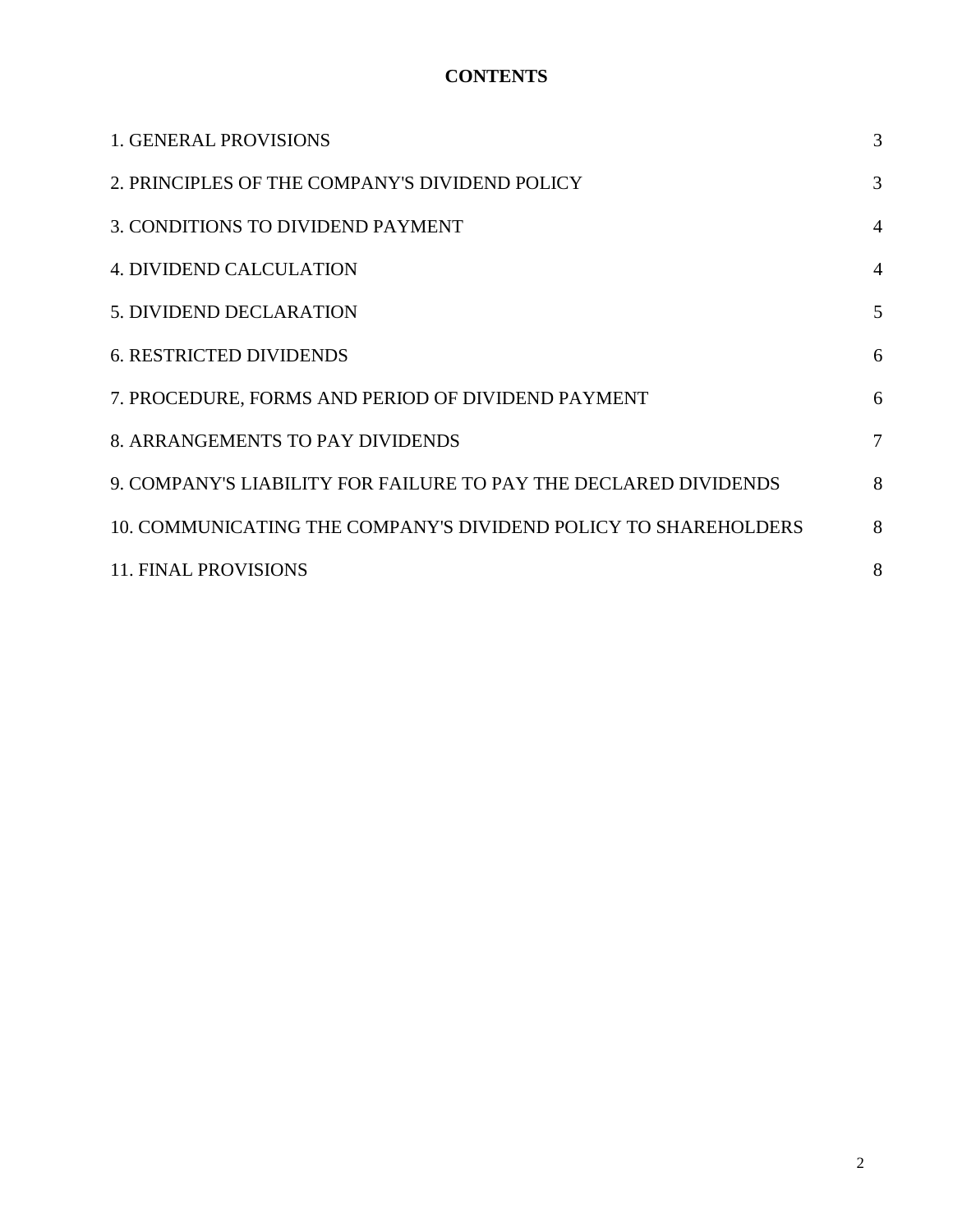# CONTENTS

| | |
|---|---|
| 1. GENERAL PROVISIONS | 3 |
| 2. PRINCIPLES OF THE COMPANY'S DIVIDEND POLICY | 3 |
| 3. CONDITIONS TO DIVIDEND PAYMENT | 4 |
| 4. DIVIDEND CALCULATION | 4 |
| 5. DIVIDEND DECLARATION | 5 |
| 6. RESTRICTED DIVIDENDS | 6 |
| 7. PROCEDURE, FORMS AND PERIOD OF DIVIDEND PAYMENT | 6 |
| 8. ARRANGEMENTS TO PAY DIVIDENDS | 7 |
| 9. COMPANY'S LIABILITY FOR FAILURE TO PAY THE DECLARED DIVIDENDS | 8 |
| 10. COMMUNICATING THE COMPANY'S DIVIDEND POLICY TO SHAREHOLDERS | 8 |
| 11. FINAL PROVISIONS | 8 |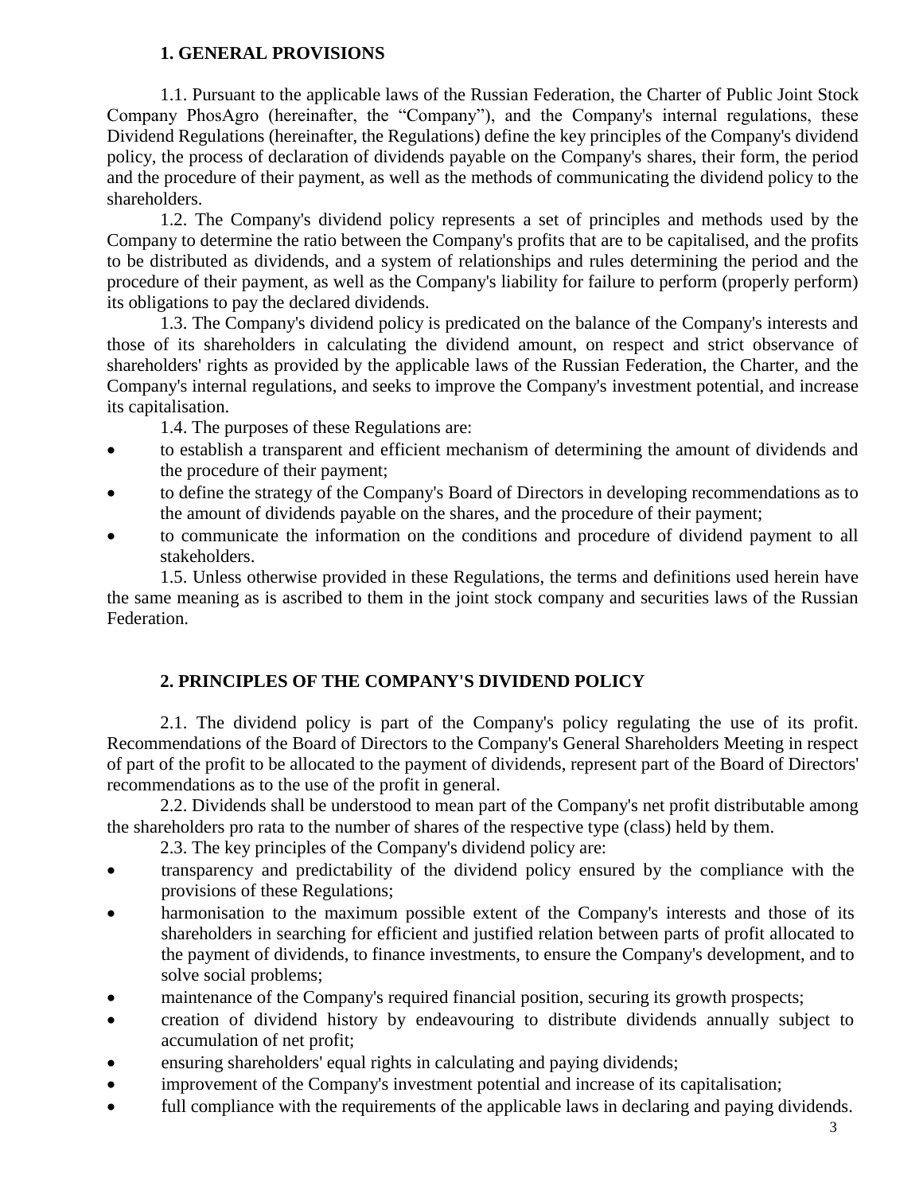## 1. GENERAL PROVISIONS

1.1. Pursuant to the applicable laws of the Russian Federation, the Charter of Public Joint Stock Company PhosAgro (hereinafter, the "Company"), and the Company's internal regulations, these Dividend Regulations (hereinafter, the Regulations) define the key principles of the Company's dividend policy, the process of declaration of dividends payable on the Company's shares, their form, the period and the procedure of their payment, as well as the methods of communicating the dividend policy to the shareholders.

1.2. The Company's dividend policy represents a set of principles and methods used by the Company to determine the ratio between the Company's profits that are to be capitalised, and the profits to be distributed as dividends, and a system of relationships and rules determining the period and the procedure of their payment, as well as the Company's liability for failure to perform (properly perform) its obligations to pay the declared dividends.

1.3. The Company's dividend policy is predicated on the balance of the Company's interests and those of its shareholders in calculating the dividend amount, on respect and strict observance of shareholders' rights as provided by the applicable laws of the Russian Federation, the Charter, and the Company's internal regulations, and seeks to improve the Company's investment potential, and increase its capitalisation.

1.4. The purposes of these Regulations are:

- to establish a transparent and efficient mechanism of determining the amount of dividends and the procedure of their payment;
- to define the strategy of the Company's Board of Directors in developing recommendations as to the amount of dividends payable on the shares, and the procedure of their payment;
- to communicate the information on the conditions and procedure of dividend payment to all stakeholders.

1.5. Unless otherwise provided in these Regulations, the terms and definitions used herein have the same meaning as is ascribed to them in the joint stock company and securities laws of the Russian Federation.

## 2. PRINCIPLES OF THE COMPANY'S DIVIDEND POLICY

2.1. The dividend policy is part of the Company's policy regulating the use of its profit. Recommendations of the Board of Directors to the Company's General Shareholders Meeting in respect of part of the profit to be allocated to the payment of dividends, represent part of the Board of Directors' recommendations as to the use of the profit in general.

2.2. Dividends shall be understood to mean part of the Company's net profit distributable among the shareholders pro rata to the number of shares of the respective type (class) held by them.

2.3. The key principles of the Company's dividend policy are:

- transparency and predictability of the dividend policy ensured by the compliance with the provisions of these Regulations;
- harmonisation to the maximum possible extent of the Company's interests and those of its shareholders in searching for efficient and justified relation between parts of profit allocated to the payment of dividends, to finance investments, to ensure the Company's development, and to solve social problems;
- maintenance of the Company's required financial position, securing its growth prospects;
- creation of dividend history by endeavouring to distribute dividends annually subject to accumulation of net profit;
- ensuring shareholders' equal rights in calculating and paying dividends;
- improvement of the Company's investment potential and increase of its capitalisation;
- full compliance with the requirements of the applicable laws in declaring and paying dividends.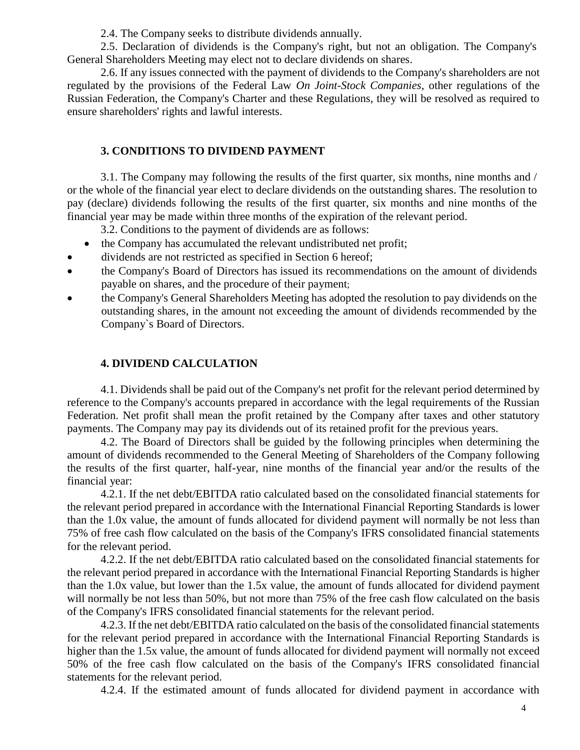2.4. The Company seeks to distribute dividends annually.

2.5. Declaration of dividends is the Company's right, but not an obligation. The Company's General Shareholders Meeting may elect not to declare dividends on shares.

2.6. If any issues connected with the payment of dividends to the Company's shareholders are not regulated by the provisions of the Federal Law *On Joint-Stock Companies*, other regulations of the Russian Federation, the Company's Charter and these Regulations, they will be resolved as required to ensure shareholders' rights and lawful interests.

## 3. CONDITIONS TO DIVIDEND PAYMENT

3.1. The Company may following the results of the first quarter, six months, nine months and / or the whole of the financial year elect to declare dividends on the outstanding shares. The resolution to pay (declare) dividends following the results of the first quarter, six months and nine months of the financial year may be made within three months of the expiration of the relevant period.

3.2. Conditions to the payment of dividends are as follows:

- the Company has accumulated the relevant undistributed net profit;
- dividends are not restricted as specified in Section 6 hereof;
- the Company's Board of Directors has issued its recommendations on the amount of dividends payable on shares, and the procedure of their payment;
- the Company's General Shareholders Meeting has adopted the resolution to pay dividends on the outstanding shares, in the amount not exceeding the amount of dividends recommended by the Company`s Board of Directors.

## 4. DIVIDEND CALCULATION

4.1. Dividends shall be paid out of the Company's net profit for the relevant period determined by reference to the Company's accounts prepared in accordance with the legal requirements of the Russian Federation. Net profit shall mean the profit retained by the Company after taxes and other statutory payments. The Company may pay its dividends out of its retained profit for the previous years.

4.2. The Board of Directors shall be guided by the following principles when determining the amount of dividends recommended to the General Meeting of Shareholders of the Company following the results of the first quarter, half-year, nine months of the financial year and/or the results of the financial year:

4.2.1. If the net debt/EBITDA ratio calculated based on the consolidated financial statements for the relevant period prepared in accordance with the International Financial Reporting Standards is lower than the 1.0x value, the amount of funds allocated for dividend payment will normally be not less than 75% of free cash flow calculated on the basis of the Company's IFRS consolidated financial statements for the relevant period.

4.2.2. If the net debt/EBITDA ratio calculated based on the consolidated financial statements for the relevant period prepared in accordance with the International Financial Reporting Standards is higher than the 1.0x value, but lower than the 1.5x value, the amount of funds allocated for dividend payment will normally be not less than 50%, but not more than 75% of the free cash flow calculated on the basis of the Company's IFRS consolidated financial statements for the relevant period.

4.2.3. If the net debt/EBITDA ratio calculated on the basis of the consolidated financial statements for the relevant period prepared in accordance with the International Financial Reporting Standards is higher than the 1.5x value, the amount of funds allocated for dividend payment will normally not exceed 50% of the free cash flow calculated on the basis of the Company's IFRS consolidated financial statements for the relevant period.

4.2.4. If the estimated amount of funds allocated for dividend payment in accordance with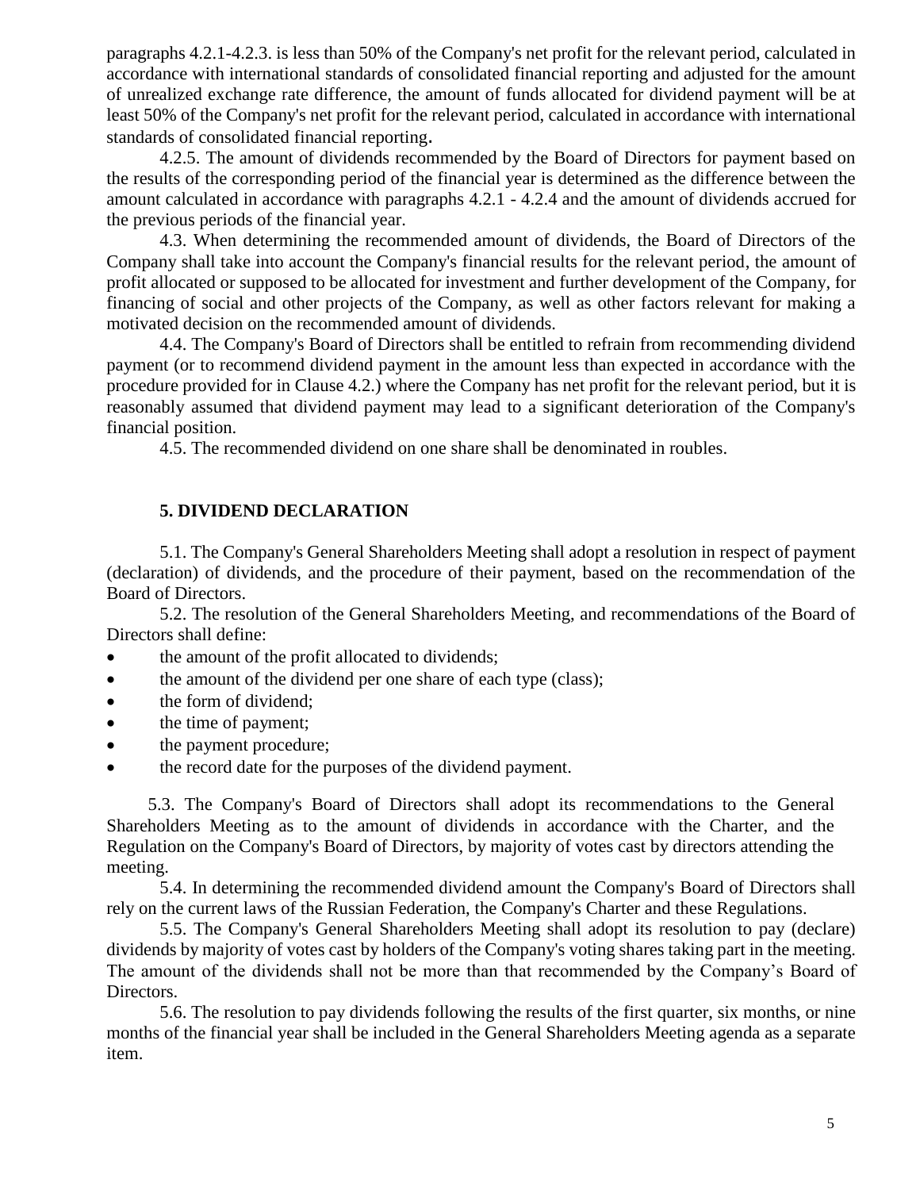paragraphs 4.2.1-4.2.3. is less than 50% of the Company's net profit for the relevant period, calculated in accordance with international standards of consolidated financial reporting and adjusted for the amount of unrealized exchange rate difference, the amount of funds allocated for dividend payment will be at least 50% of the Company's net profit for the relevant period, calculated in accordance with international standards of consolidated financial reporting.

4.2.5. The amount of dividends recommended by the Board of Directors for payment based on the results of the corresponding period of the financial year is determined as the difference between the amount calculated in accordance with paragraphs 4.2.1 - 4.2.4 and the amount of dividends accrued for the previous periods of the financial year.

4.3. When determining the recommended amount of dividends, the Board of Directors of the Company shall take into account the Company's financial results for the relevant period, the amount of profit allocated or supposed to be allocated for investment and further development of the Company, for financing of social and other projects of the Company, as well as other factors relevant for making a motivated decision on the recommended amount of dividends.

4.4. The Company's Board of Directors shall be entitled to refrain from recommending dividend payment (or to recommend dividend payment in the amount less than expected in accordance with the procedure provided for in Clause 4.2.) where the Company has net profit for the relevant period, but it is reasonably assumed that dividend payment may lead to a significant deterioration of the Company's financial position.

4.5. The recommended dividend on one share shall be denominated in roubles.

## 5. DIVIDEND DECLARATION

5.1. The Company's General Shareholders Meeting shall adopt a resolution in respect of payment (declaration) of dividends, and the procedure of their payment, based on the recommendation of the Board of Directors.

5.2. The resolution of the General Shareholders Meeting, and recommendations of the Board of Directors shall define:

- the amount of the profit allocated to dividends;
- the amount of the dividend per one share of each type (class);
- the form of dividend;
- the time of payment;
- the payment procedure;
- the record date for the purposes of the dividend payment.

5.3. The Company's Board of Directors shall adopt its recommendations to the General Shareholders Meeting as to the amount of dividends in accordance with the Charter, and the Regulation on the Company's Board of Directors, by majority of votes cast by directors attending the meeting.

5.4. In determining the recommended dividend amount the Company's Board of Directors shall rely on the current laws of the Russian Federation, the Company's Charter and these Regulations.

5.5. The Company's General Shareholders Meeting shall adopt its resolution to pay (declare) dividends by majority of votes cast by holders of the Company's voting shares taking part in the meeting. The amount of the dividends shall not be more than that recommended by the Company's Board of Directors.

5.6. The resolution to pay dividends following the results of the first quarter, six months, or nine months of the financial year shall be included in the General Shareholders Meeting agenda as a separate item.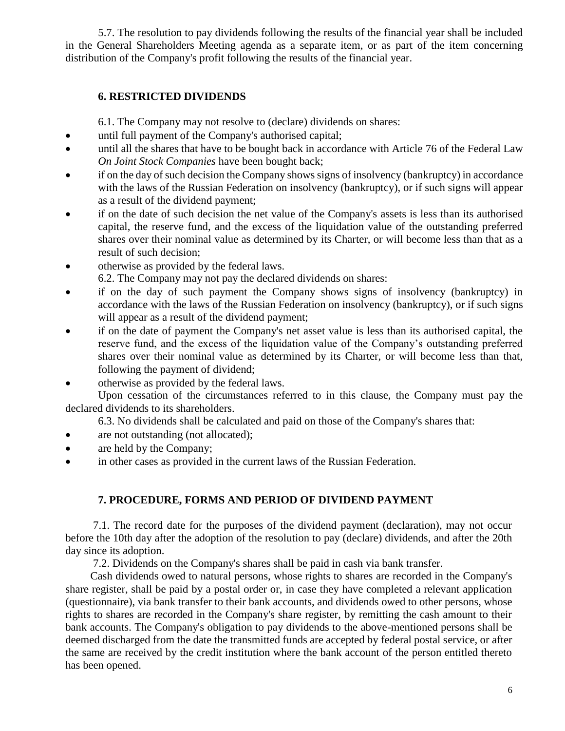5.7. The resolution to pay dividends following the results of the financial year shall be included in the General Shareholders Meeting agenda as a separate item, or as part of the item concerning distribution of the Company's profit following the results of the financial year.

## 6. RESTRICTED DIVIDENDS

6.1. The Company may not resolve to (declare) dividends on shares:

- until full payment of the Company's authorised capital;
- until all the shares that have to be bought back in accordance with Article 76 of the Federal Law *On Joint Stock Companies* have been bought back;
- if on the day of such decision the Company shows signs of insolvency (bankruptcy) in accordance with the laws of the Russian Federation on insolvency (bankruptcy), or if such signs will appear as a result of the dividend payment;
- if on the date of such decision the net value of the Company's assets is less than its authorised capital, the reserve fund, and the excess of the liquidation value of the outstanding preferred shares over their nominal value as determined by its Charter, or will become less than that as a result of such decision;
- otherwise as provided by the federal laws.

6.2. The Company may not pay the declared dividends on shares:

- if on the day of such payment the Company shows signs of insolvency (bankruptcy) in accordance with the laws of the Russian Federation on insolvency (bankruptcy), or if such signs will appear as a result of the dividend payment;
- if on the date of payment the Company's net asset value is less than its authorised capital, the reserve fund, and the excess of the liquidation value of the Company's outstanding preferred shares over their nominal value as determined by its Charter, or will become less than that, following the payment of dividend;
- otherwise as provided by the federal laws.

Upon cessation of the circumstances referred to in this clause, the Company must pay the declared dividends to its shareholders.

6.3. No dividends shall be calculated and paid on those of the Company's shares that:

- are not outstanding (not allocated);
- are held by the Company;
- in other cases as provided in the current laws of the Russian Federation.

## 7. PROCEDURE, FORMS AND PERIOD OF DIVIDEND PAYMENT

7.1. The record date for the purposes of the dividend payment (declaration), may not occur before the 10th day after the adoption of the resolution to pay (declare) dividends, and after the 20th day since its adoption.

7.2. Dividends on the Company's shares shall be paid in cash via bank transfer.

Cash dividends owed to natural persons, whose rights to shares are recorded in the Company's share register, shall be paid by a postal order or, in case they have completed a relevant application (questionnaire), via bank transfer to their bank accounts, and dividends owed to other persons, whose rights to shares are recorded in the Company's share register, by remitting the cash amount to their bank accounts. The Company's obligation to pay dividends to the above-mentioned persons shall be deemed discharged from the date the transmitted funds are accepted by federal postal service, or after the same are received by the credit institution where the bank account of the person entitled thereto has been opened.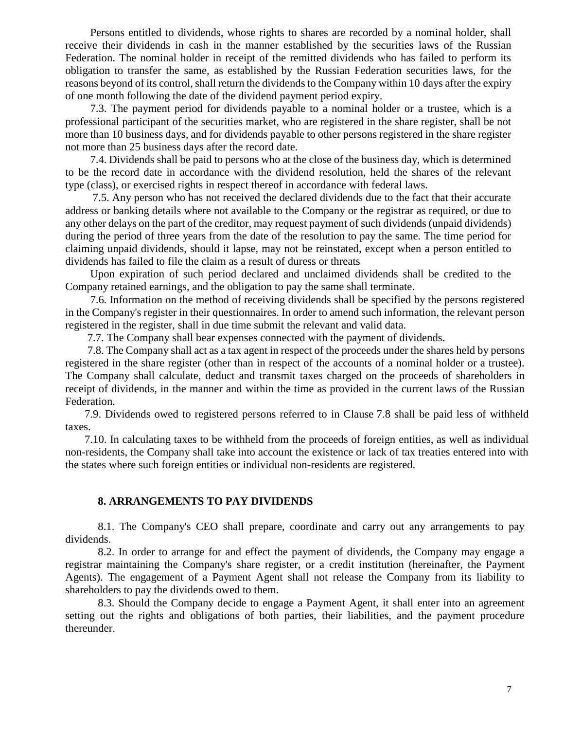Persons entitled to dividends, whose rights to shares are recorded by a nominal holder, shall receive their dividends in cash in the manner established by the securities laws of the Russian Federation. The nominal holder in receipt of the remitted dividends who has failed to perform its obligation to transfer the same, as established by the Russian Federation securities laws, for the reasons beyond of its control, shall return the dividends to the Company within 10 days after the expiry of one month following the date of the dividend payment period expiry.

7.3. The payment period for dividends payable to a nominal holder or a trustee, which is a professional participant of the securities market, who are registered in the share register, shall be not more than 10 business days, and for dividends payable to other persons registered in the share register not more than 25 business days after the record date.

7.4. Dividends shall be paid to persons who at the close of the business day, which is determined to be the record date in accordance with the dividend resolution, held the shares of the relevant type (class), or exercised rights in respect thereof in accordance with federal laws.

7.5. Any person who has not received the declared dividends due to the fact that their accurate address or banking details where not available to the Company or the registrar as required, or due to any other delays on the part of the creditor, may request payment of such dividends (unpaid dividends) during the period of three years from the date of the resolution to pay the same. The time period for claiming unpaid dividends, should it lapse, may not be reinstated, except when a person entitled to dividends has failed to file the claim as a result of duress or threats

Upon expiration of such period declared and unclaimed dividends shall be credited to the Company retained earnings, and the obligation to pay the same shall terminate.

7.6. Information on the method of receiving dividends shall be specified by the persons registered in the Company's register in their questionnaires. In order to amend such information, the relevant person registered in the register, shall in due time submit the relevant and valid data.

7.7. The Company shall bear expenses connected with the payment of dividends.

7.8. The Company shall act as a tax agent in respect of the proceeds under the shares held by persons registered in the share register (other than in respect of the accounts of a nominal holder or a trustee). The Company shall calculate, deduct and transmit taxes charged on the proceeds of shareholders in receipt of dividends, in the manner and within the time as provided in the current laws of the Russian Federation.

7.9. Dividends owed to registered persons referred to in Clause 7.8 shall be paid less of withheld taxes.

7.10. In calculating taxes to be withheld from the proceeds of foreign entities, as well as individual non-residents, the Company shall take into account the existence or lack of tax treaties entered into with the states where such foreign entities or individual non-residents are registered.

## 8. ARRANGEMENTS TO PAY DIVIDENDS

8.1. The Company's CEO shall prepare, coordinate and carry out any arrangements to pay dividends.

8.2. In order to arrange for and effect the payment of dividends, the Company may engage a registrar maintaining the Company's share register, or a credit institution (hereinafter, the Payment Agents). The engagement of a Payment Agent shall not release the Company from its liability to shareholders to pay the dividends owed to them.

8.3. Should the Company decide to engage a Payment Agent, it shall enter into an agreement setting out the rights and obligations of both parties, their liabilities, and the payment procedure thereunder.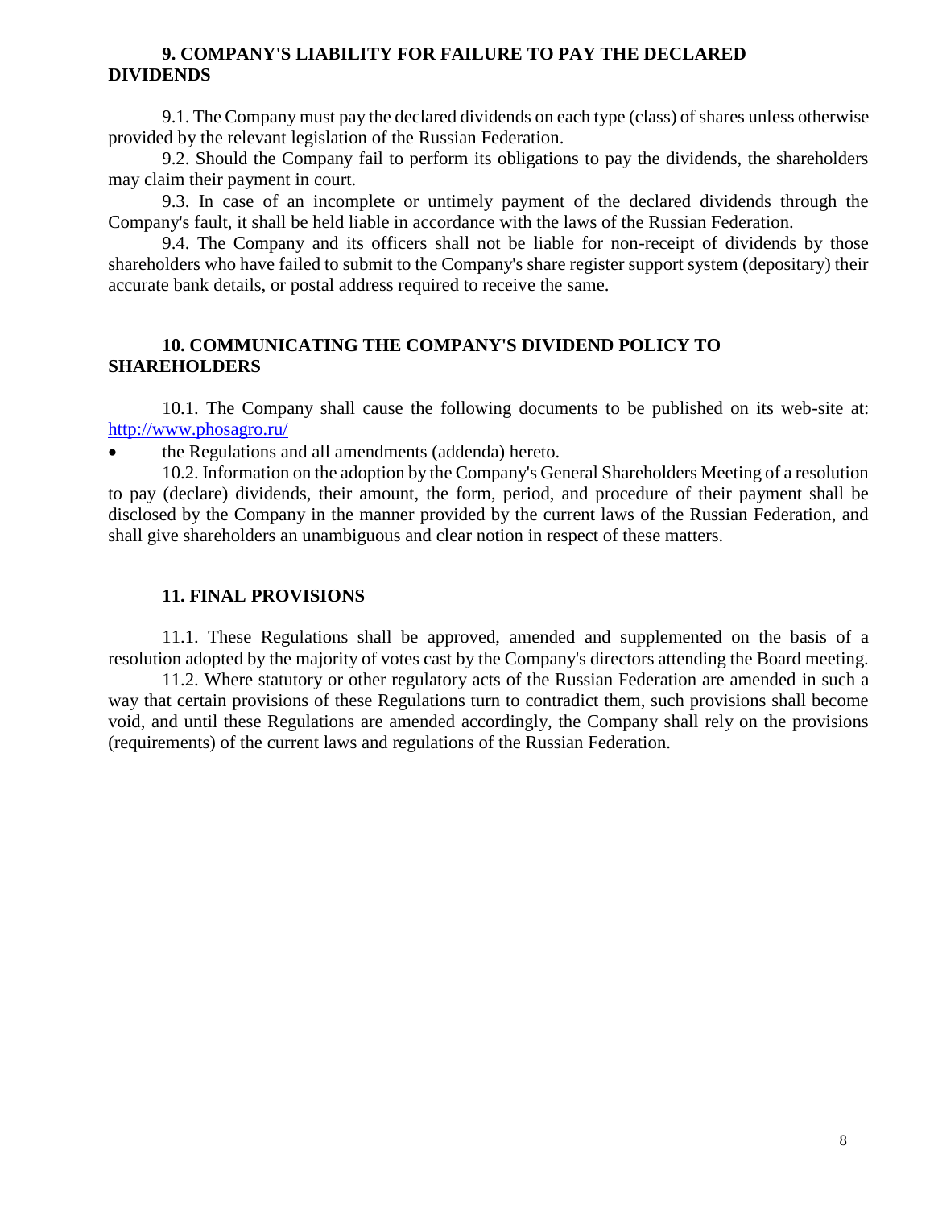## 9. COMPANY'S LIABILITY FOR FAILURE TO PAY THE DECLARED DIVIDENDS

9.1. The Company must pay the declared dividends on each type (class) of shares unless otherwise provided by the relevant legislation of the Russian Federation.

9.2. Should the Company fail to perform its obligations to pay the dividends, the shareholders may claim their payment in court.

9.3. In case of an incomplete or untimely payment of the declared dividends through the Company's fault, it shall be held liable in accordance with the laws of the Russian Federation.

9.4. The Company and its officers shall not be liable for non-receipt of dividends by those shareholders who have failed to submit to the Company's share register support system (depositary) their accurate bank details, or postal address required to receive the same.

## 10. COMMUNICATING THE COMPANY'S DIVIDEND POLICY TO SHAREHOLDERS

10.1. The Company shall cause the following documents to be published on its web-site at: [http://www.phosagro.ru/](http://www.phosagro.ru/)

- the Regulations and all amendments (addenda) hereto.

10.2. Information on the adoption by the Company's General Shareholders Meeting of a resolution to pay (declare) dividends, their amount, the form, period, and procedure of their payment shall be disclosed by the Company in the manner provided by the current laws of the Russian Federation, and shall give shareholders an unambiguous and clear notion in respect of these matters.

## 11. FINAL PROVISIONS

11.1. These Regulations shall be approved, amended and supplemented on the basis of a resolution adopted by the majority of votes cast by the Company's directors attending the Board meeting.

11.2. Where statutory or other regulatory acts of the Russian Federation are amended in such a way that certain provisions of these Regulations turn to contradict them, such provisions shall become void, and until these Regulations are amended accordingly, the Company shall rely on the provisions (requirements) of the current laws and regulations of the Russian Federation.